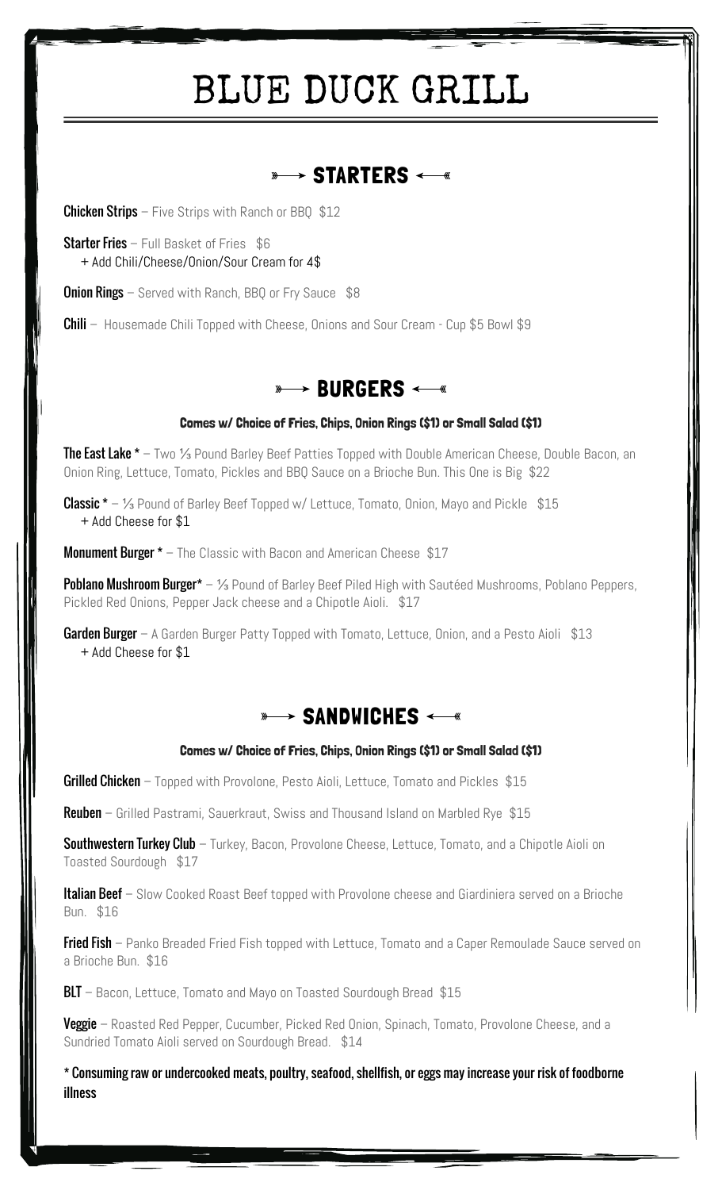# BLUE DUCK GRILL

## STARTERS

**Chicken Strips** – Five Strips with Ranch or BBQ $12

**Starter Fries** – Full Basket of Fries $6
+ Add Chili/Cheese/Onion/Sour Cream for 4$

**Onion Rings** – Served with Ranch, BBQ or Fry Sauce $8

**Chili** – Housemade Chili Topped with Cheese, Onions and Sour Cream - Cup $5 Bowl $9

## BURGERS

**Comes w/ Choice of Fries, Chips, Onion Rings ($1) or Small Salad ($1)**

**The East Lake** * – Two ⅓ Pound Barley Beef Patties Topped with Double American Cheese, Double Bacon, an Onion Ring, Lettuce, Tomato, Pickles and BBQ Sauce on a Brioche Bun. This One is Big $22

**Classic** * – ⅓ Pound of Barley Beef Topped w/ Lettuce, Tomato, Onion, Mayo and Pickle $15
+ Add Cheese for $1

**Monument Burger** * – The Classic with Bacon and American Cheese $17

**Poblano Mushroom Burger*** – ⅓ Pound of Barley Beef Piled High with Sautéed Mushrooms, Poblano Peppers, Pickled Red Onions, Pepper Jack cheese and a Chipotle Aioli. $17

**Garden Burger** – A Garden Burger Patty Topped with Tomato, Lettuce, Onion, and a Pesto Aioli $13
+ Add Cheese for $1

## SANDWICHES

**Comes w/ Choice of Fries, Chips, Onion Rings ($1) or Small Salad ($1)**

**Grilled Chicken** – Topped with Provolone, Pesto Aioli, Lettuce, Tomato and Pickles $15

**Reuben** – Grilled Pastrami, Sauerkraut, Swiss and Thousand Island on Marbled Rye $15

**Southwestern Turkey Club** – Turkey, Bacon, Provolone Cheese, Lettuce, Tomato, and a Chipotle Aioli on Toasted Sourdough $17

**Italian Beef** – Slow Cooked Roast Beef topped with Provolone cheese and Giardiniera served on a Brioche Bun. $16

**Fried Fish** – Panko Breaded Fried Fish topped with Lettuce, Tomato and a Caper Remoulade Sauce served on a Brioche Bun. $16

**BLT** – Bacon, Lettuce, Tomato and Mayo on Toasted Sourdough Bread $15

**Veggie** – Roasted Red Pepper, Cucumber, Picked Red Onion, Spinach, Tomato, Provolone Cheese, and a Sundried Tomato Aioli served on Sourdough Bread. $14

* Consuming raw or undercooked meats, poultry, seafood, shellfish, or eggs may increase your risk of foodborne illness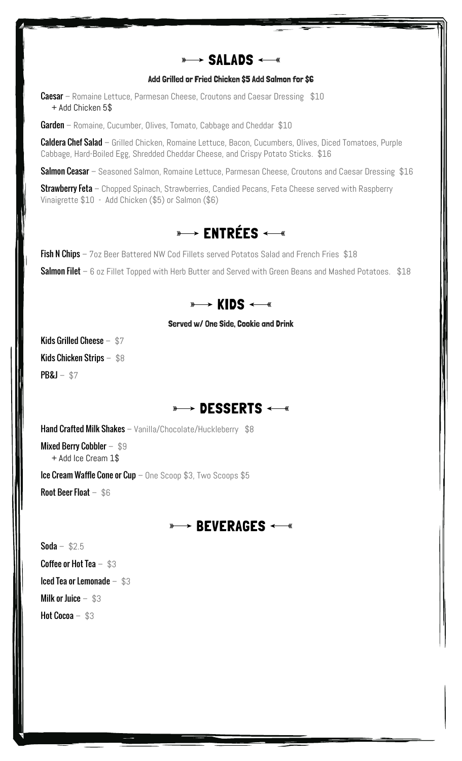## »—→ SALADS ←—«

**Add Grilled or Fried Chicken $5 Add Salmon for $6**

**Caesar** – Romaine Lettuce, Parmesan Cheese, Croutons and Caesar Dressing $10
+ Add Chicken 5$

**Garden** – Romaine, Cucumber, Olives, Tomato, Cabbage and Cheddar $10

**Caldera Chef Salad** – Grilled Chicken, Romaine Lettuce, Bacon, Cucumbers, Olives, Diced Tomatoes, Purple Cabbage, Hard-Boiled Egg, Shredded Cheddar Cheese, and Crispy Potato Sticks. $16

**Salmon Ceasar** – Seasoned Salmon, Romaine Lettuce, Parmesan Cheese, Croutons and Caesar Dressing $16

**Strawberry Feta** – Chopped Spinach, Strawberries, Candied Pecans, Feta Cheese served with Raspberry Vinaigrette $10 - Add Chicken ($5) or Salmon ($6)

## »—→ ENTRÉES ←—«

**Fish N Chips** – 7oz Beer Battered NW Cod Fillets served Potatos Salad and French Fries $18

**Salmon Filet** – 6 oz Fillet Topped with Herb Butter and Served with Green Beans and Mashed Potatoes. $18

## »—→ KIDS ←—«

**Served w/ One Side, Cookie and Drink**

**Kids Grilled Cheese** – $7

**Kids Chicken Strips** – $8

**PB&J** – $7

## »—→ DESSERTS ←—«

**Hand Crafted Milk Shakes** – Vanilla/Chocolate/Huckleberry $8

**Mixed Berry Cobbler** – $9
+ Add Ice Cream 1$

**Ice Cream Waffle Cone or Cup** – One Scoop $3, Two Scoops $5

**Root Beer Float** – $6

## »—→ BEVERAGES ←—«

**Soda** – $2.5

**Coffee or Hot Tea** – $3

**Iced Tea or Lemonade** – $3

**Milk or Juice** – $3

**Hot Cocoa** – $3